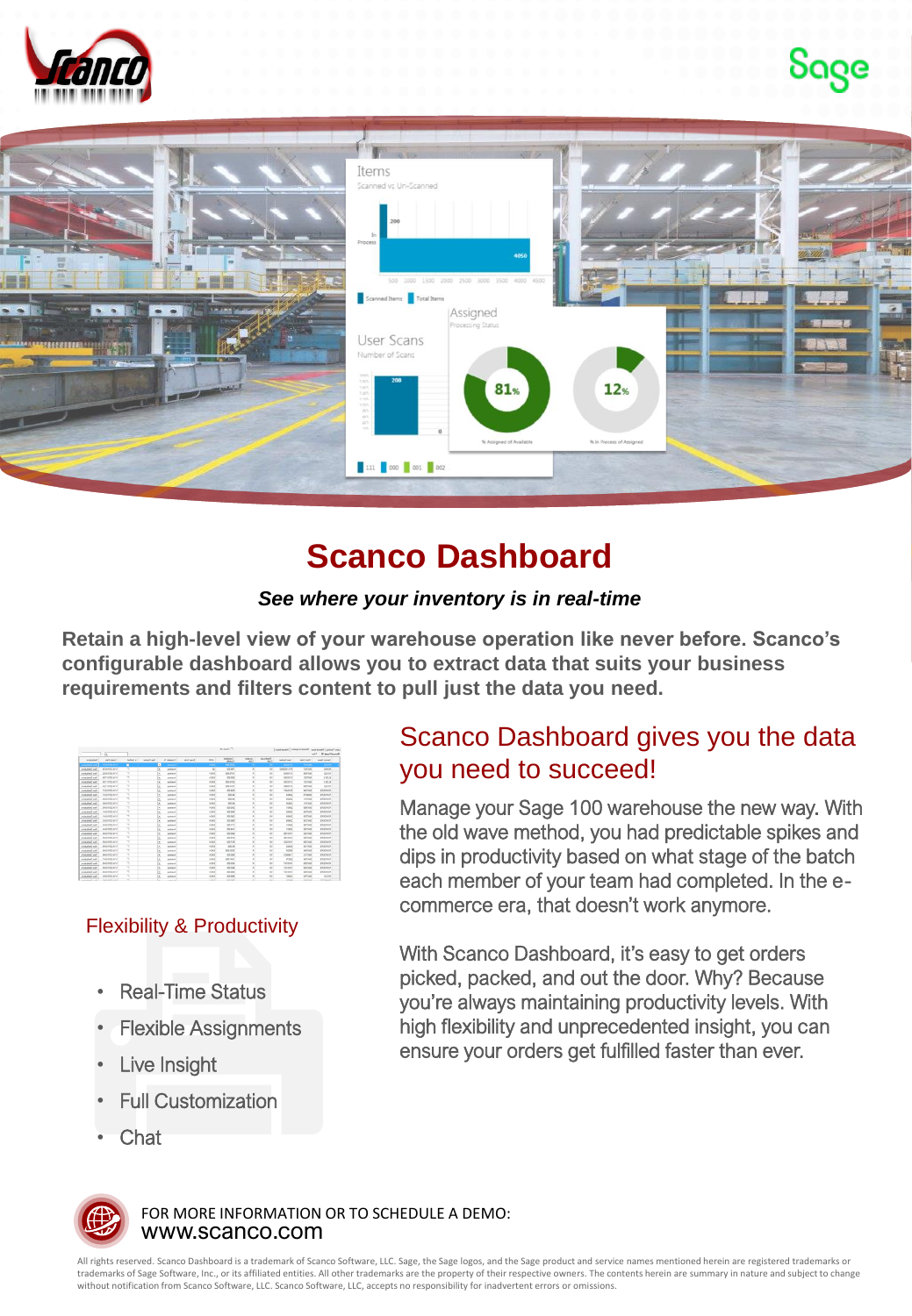# Scanco Dashboard

***See where your inventory is in real-time***

**Retain a high-level view of your warehouse operation like never before. Scanco's configurable dashboard allows you to extract data that suits your business requirements and filters content to pull just the data you need.**

## Flexibility & Productivity

- Real-Time Status
- Flexible Assignments
- Live Insight
- Full Customization
- Chat

## Scanco Dashboard gives you the data you need to succeed!

Manage your Sage 100 warehouse the new way. With the old wave method, you had predictable spikes and dips in productivity based on what stage of the batch each member of your team had completed. In the e-commerce era, that doesn't work anymore.

With Scanco Dashboard, it's easy to get orders picked, packed, and out the door. Why? Because you're always maintaining productivity levels. With high flexibility and unprecedented insight, you can ensure your orders get fulfilled faster than ever.

FOR MORE INFORMATION OR TO SCHEDULE A DEMO:
www.scanco.com

All rights reserved. Scanco Dashboard is a trademark of Scanco Software, LLC. Sage, the Sage logos, and the Sage product and service names mentioned herein are registered trademarks or trademarks of Sage Software, Inc., or its affiliated entities. All other trademarks are the property of their respective owners. The contents herein are summary in nature and subject to change without notification from Scanco Software, LLC. Scanco Software, LLC, accepts no responsibility for inadvertent errors or omissions.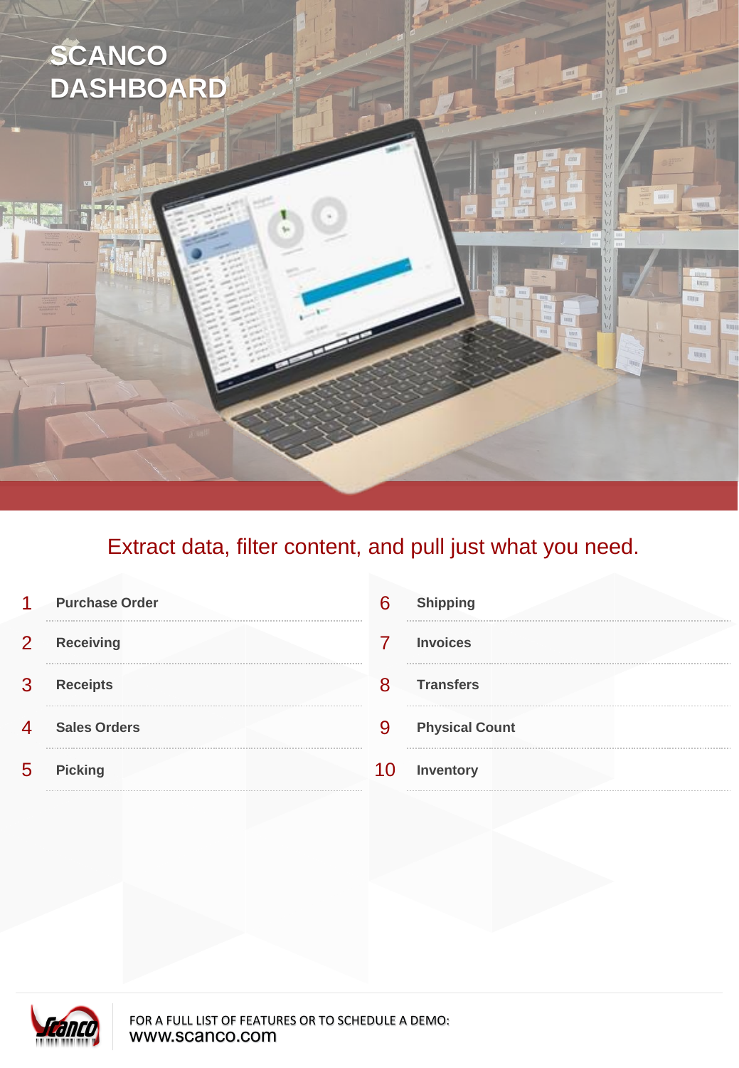# SCANCO DASHBOARD

Extract data, filter content, and pull just what you need.

1. **Purchase Order**
2. **Receiving**
3. **Receipts**
4. **Sales Orders**
5. **Picking**
6. **Shipping**
7. **Invoices**
8. **Transfers**
9. **Physical Count**
10. **Inventory**

FOR A FULL LIST OF FEATURES OR TO SCHEDULE A DEMO:
www.scanco.com